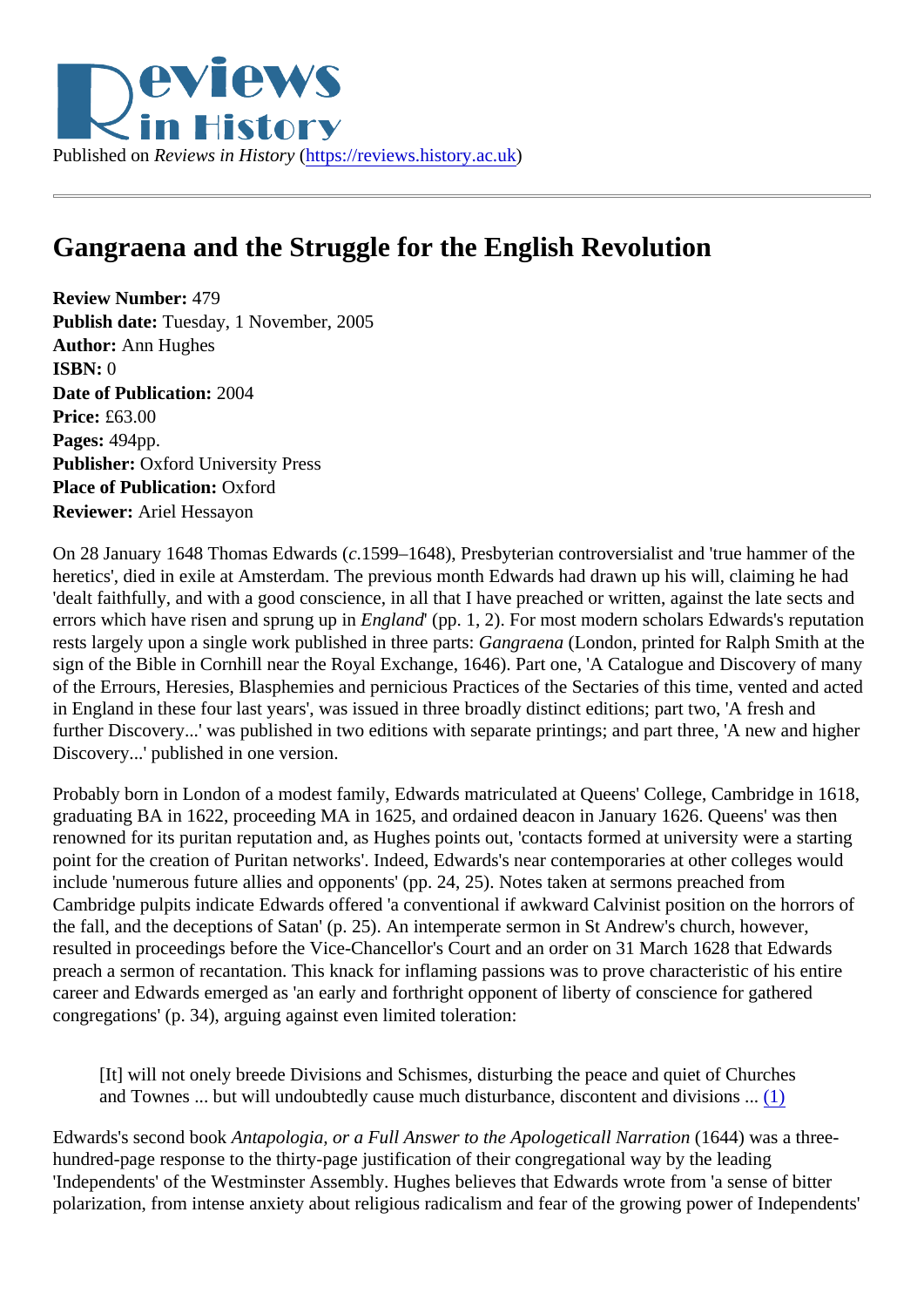Published on *Reviews in History* (https://reviews.history.ac.uk)

# Gangraena and the Struggle for the English Revolution

**Review Number:** 479
**Publish date:** Tuesday, 1 November, 2005
**Author:** Ann Hughes
**ISBN:** 0
**Date of Publication:** 2004
**Price:** £63.00
**Pages:** 494pp.
**Publisher:** Oxford University Press
**Place of Publication:** Oxford
**Reviewer:** Ariel Hessayon

On 28 January 1648 Thomas Edwards (*c*.1599–1648), Presbyterian controversialist and 'true hammer of the heretics', died in exile at Amsterdam. The previous month Edwards had drawn up his will, claiming he had 'dealt faithfully, and with a good conscience, in all that I have preached or written, against the late sects and errors which have risen and sprung up in *England*' (pp. 1, 2). For most modern scholars Edwards's reputation rests largely upon a single work published in three parts: *Gangraena* (London, printed for Ralph Smith at the sign of the Bible in Cornhill near the Royal Exchange, 1646). Part one, 'A Catalogue and Discovery of many of the Errours, Heresies, Blasphemies and pernicious Practices of the Sectaries of this time, vented and acted in England in these four last years', was issued in three broadly distinct editions; part two, 'A fresh and further Discovery...' was published in two editions with separate printings; and part three, 'A new and higher Discovery...' published in one version.

Probably born in London of a modest family, Edwards matriculated at Queens' College, Cambridge in 1618, graduating BA in 1622, proceeding MA in 1625, and ordained deacon in January 1626. Queens' was then renowned for its puritan reputation and, as Hughes points out, 'contacts formed at university were a starting point for the creation of Puritan networks'. Indeed, Edwards's near contemporaries at other colleges would include 'numerous future allies and opponents' (pp. 24, 25). Notes taken at sermons preached from Cambridge pulpits indicate Edwards offered 'a conventional if awkward Calvinist position on the horrors of the fall, and the deceptions of Satan' (p. 25). An intemperate sermon in St Andrew's church, however, resulted in proceedings before the Vice-Chancellor's Court and an order on 31 March 1628 that Edwards preach a sermon of recantation. This knack for inflaming passions was to prove characteristic of his entire career and Edwards emerged as 'an early and forthright opponent of liberty of conscience for gathered congregations' (p. 34), arguing against even limited toleration:

> [It] will not onely breede Divisions and Schismes, disturbing the peace and quiet of Churches and Townes ... but will undoubtedly cause much disturbance, discontent and divisions ... (1)

Edwards's second book *Antapologia, or a Full Answer to the Apologeticall Narration* (1644) was a three-hundred-page response to the thirty-page justification of their congregational way by the leading 'Independents' of the Westminster Assembly. Hughes believes that Edwards wrote from 'a sense of bitter polarization, from intense anxiety about religious radicalism and fear of the growing power of Independents'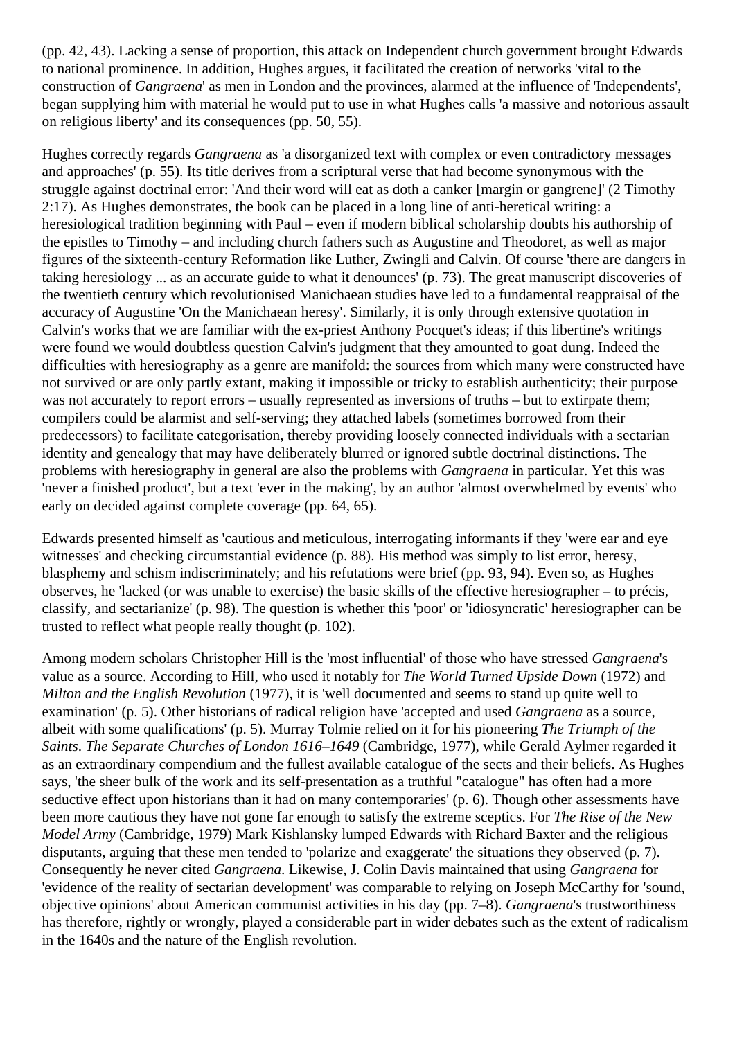(pp. 42, 43). Lacking a sense of proportion, this attack on Independent church government brought Edwards to national prominence. In addition, Hughes argues, it facilitated the creation of networks 'vital to the construction of *Gangraena*' as men in London and the provinces, alarmed at the influence of 'Independents', began supplying him with material he would put to use in what Hughes calls 'a massive and notorious assault on religious liberty' and its consequences (pp. 50, 55).

Hughes correctly regards *Gangraena* as 'a disorganized text with complex or even contradictory messages and approaches' (p. 55). Its title derives from a scriptural verse that had become synonymous with the struggle against doctrinal error: 'And their word will eat as doth a canker [margin or gangrene]' (2 Timothy 2:17). As Hughes demonstrates, the book can be placed in a long line of anti-heretical writing: a heresiological tradition beginning with Paul – even if modern biblical scholarship doubts his authorship of the epistles to Timothy – and including church fathers such as Augustine and Theodoret, as well as major figures of the sixteenth-century Reformation like Luther, Zwingli and Calvin. Of course 'there are dangers in taking heresiology ... as an accurate guide to what it denounces' (p. 73). The great manuscript discoveries of the twentieth century which revolutionised Manichaean studies have led to a fundamental reappraisal of the accuracy of Augustine 'On the Manichaean heresy'. Similarly, it is only through extensive quotation in Calvin's works that we are familiar with the ex-priest Anthony Pocquet's ideas; if this libertine's writings were found we would doubtless question Calvin's judgment that they amounted to goat dung. Indeed the difficulties with heresiography as a genre are manifold: the sources from which many were constructed have not survived or are only partly extant, making it impossible or tricky to establish authenticity; their purpose was not accurately to report errors – usually represented as inversions of truths – but to extirpate them; compilers could be alarmist and self-serving; they attached labels (sometimes borrowed from their predecessors) to facilitate categorisation, thereby providing loosely connected individuals with a sectarian identity and genealogy that may have deliberately blurred or ignored subtle doctrinal distinctions. The problems with heresiography in general are also the problems with *Gangraena* in particular. Yet this was 'never a finished product', but a text 'ever in the making', by an author 'almost overwhelmed by events' who early on decided against complete coverage (pp. 64, 65).

Edwards presented himself as 'cautious and meticulous, interrogating informants if they 'were ear and eye witnesses' and checking circumstantial evidence (p. 88). His method was simply to list error, heresy, blasphemy and schism indiscriminately; and his refutations were brief (pp. 93, 94). Even so, as Hughes observes, he 'lacked (or was unable to exercise) the basic skills of the effective heresiographer – to précis, classify, and sectarianize' (p. 98). The question is whether this 'poor' or 'idiosyncratic' heresiographer can be trusted to reflect what people really thought (p. 102).

Among modern scholars Christopher Hill is the 'most influential' of those who have stressed *Gangraena*'s value as a source. According to Hill, who used it notably for *The World Turned Upside Down* (1972) and *Milton and the English Revolution* (1977), it is 'well documented and seems to stand up quite well to examination' (p. 5). Other historians of radical religion have 'accepted and used *Gangraena* as a source, albeit with some qualifications' (p. 5). Murray Tolmie relied on it for his pioneering *The Triumph of the Saints. The Separate Churches of London 1616–1649* (Cambridge, 1977), while Gerald Aylmer regarded it as an extraordinary compendium and the fullest available catalogue of the sects and their beliefs. As Hughes says, 'the sheer bulk of the work and its self-presentation as a truthful "catalogue" has often had a more seductive effect upon historians than it had on many contemporaries' (p. 6). Though other assessments have been more cautious they have not gone far enough to satisfy the extreme sceptics. For *The Rise of the New Model Army* (Cambridge, 1979) Mark Kishlansky lumped Edwards with Richard Baxter and the religious disputants, arguing that these men tended to 'polarize and exaggerate' the situations they observed (p. 7). Consequently he never cited *Gangraena*. Likewise, J. Colin Davis maintained that using *Gangraena* for 'evidence of the reality of sectarian development' was comparable to relying on Joseph McCarthy for 'sound, objective opinions' about American communist activities in his day (pp. 7–8). *Gangraena*'s trustworthiness has therefore, rightly or wrongly, played a considerable part in wider debates such as the extent of radicalism in the 1640s and the nature of the English revolution.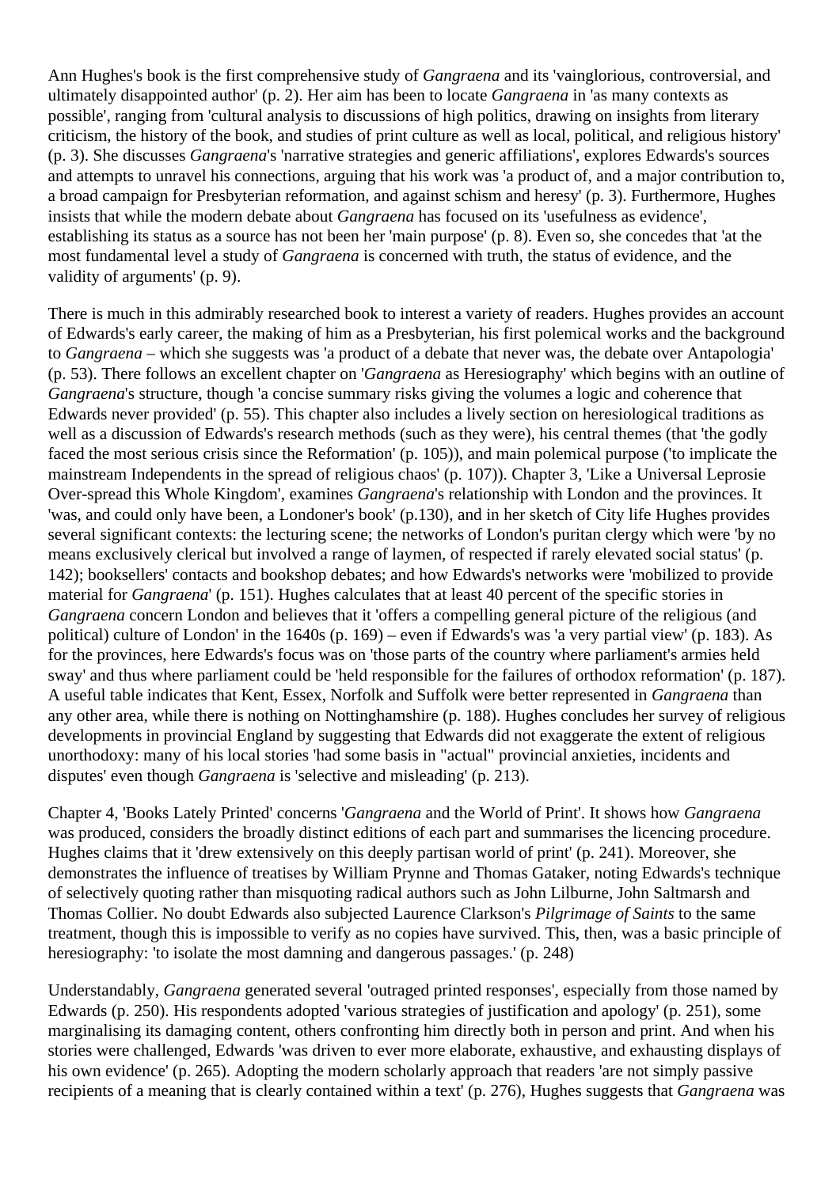Ann Hughes's book is the first comprehensive study of *Gangraena* and its 'vainglorious, controversial, and ultimately disappointed author' (p. 2). Her aim has been to locate *Gangraena* in 'as many contexts as possible', ranging from 'cultural analysis to discussions of high politics, drawing on insights from literary criticism, the history of the book, and studies of print culture as well as local, political, and religious history' (p. 3). She discusses *Gangraena*'s 'narrative strategies and generic affiliations', explores Edwards's sources and attempts to unravel his connections, arguing that his work was 'a product of, and a major contribution to, a broad campaign for Presbyterian reformation, and against schism and heresy' (p. 3). Furthermore, Hughes insists that while the modern debate about *Gangraena* has focused on its 'usefulness as evidence', establishing its status as a source has not been her 'main purpose' (p. 8). Even so, she concedes that 'at the most fundamental level a study of *Gangraena* is concerned with truth, the status of evidence, and the validity of arguments' (p. 9).

There is much in this admirably researched book to interest a variety of readers. Hughes provides an account of Edwards's early career, the making of him as a Presbyterian, his first polemical works and the background to *Gangraena* – which she suggests was 'a product of a debate that never was, the debate over Antapologia' (p. 53). There follows an excellent chapter on '*Gangraena* as Heresiography' which begins with an outline of *Gangraena*'s structure, though 'a concise summary risks giving the volumes a logic and coherence that Edwards never provided' (p. 55). This chapter also includes a lively section on heresiological traditions as well as a discussion of Edwards's research methods (such as they were), his central themes (that 'the godly faced the most serious crisis since the Reformation' (p. 105)), and main polemical purpose ('to implicate the mainstream Independents in the spread of religious chaos' (p. 107)). Chapter 3, 'Like a Universal Leprosie Over-spread this Whole Kingdom', examines *Gangraena*'s relationship with London and the provinces. It 'was, and could only have been, a Londoner's book' (p.130), and in her sketch of City life Hughes provides several significant contexts: the lecturing scene; the networks of London's puritan clergy which were 'by no means exclusively clerical but involved a range of laymen, of respected if rarely elevated social status' (p. 142); booksellers' contacts and bookshop debates; and how Edwards's networks were 'mobilized to provide material for *Gangraena*' (p. 151). Hughes calculates that at least 40 percent of the specific stories in *Gangraena* concern London and believes that it 'offers a compelling general picture of the religious (and political) culture of London' in the 1640s (p. 169) – even if Edwards's was 'a very partial view' (p. 183). As for the provinces, here Edwards's focus was on 'those parts of the country where parliament's armies held sway' and thus where parliament could be 'held responsible for the failures of orthodox reformation' (p. 187). A useful table indicates that Kent, Essex, Norfolk and Suffolk were better represented in *Gangraena* than any other area, while there is nothing on Nottinghamshire (p. 188). Hughes concludes her survey of religious developments in provincial England by suggesting that Edwards did not exaggerate the extent of religious unorthodoxy: many of his local stories 'had some basis in "actual" provincial anxieties, incidents and disputes' even though *Gangraena* is 'selective and misleading' (p. 213).

Chapter 4, 'Books Lately Printed' concerns '*Gangraena* and the World of Print'. It shows how *Gangraena* was produced, considers the broadly distinct editions of each part and summarises the licencing procedure. Hughes claims that it 'drew extensively on this deeply partisan world of print' (p. 241). Moreover, she demonstrates the influence of treatises by William Prynne and Thomas Gataker, noting Edwards's technique of selectively quoting rather than misquoting radical authors such as John Lilburne, John Saltmarsh and Thomas Collier. No doubt Edwards also subjected Laurence Clarkson's *Pilgrimage of Saints* to the same treatment, though this is impossible to verify as no copies have survived. This, then, was a basic principle of heresiography: 'to isolate the most damning and dangerous passages.' (p. 248)

Understandably, *Gangraena* generated several 'outraged printed responses', especially from those named by Edwards (p. 250). His respondents adopted 'various strategies of justification and apology' (p. 251), some marginalising its damaging content, others confronting him directly both in person and print. And when his stories were challenged, Edwards 'was driven to ever more elaborate, exhaustive, and exhausting displays of his own evidence' (p. 265). Adopting the modern scholarly approach that readers 'are not simply passive recipients of a meaning that is clearly contained within a text' (p. 276), Hughes suggests that *Gangraena* was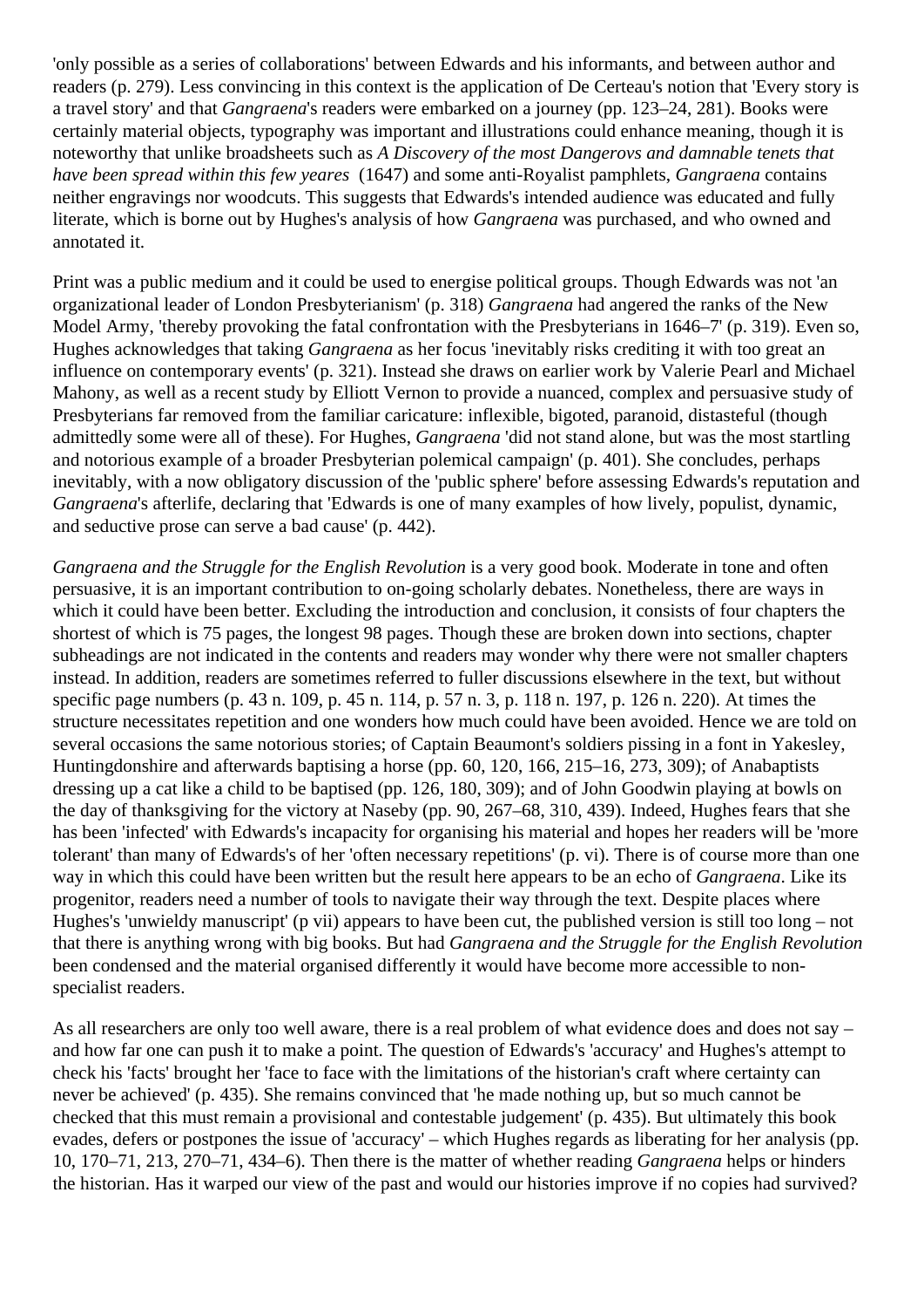'only possible as a series of collaborations' between Edwards and his informants, and between author and readers (p. 279). Less convincing in this context is the application of De Certeau's notion that 'Every story is a travel story' and that *Gangraena*'s readers were embarked on a journey (pp. 123–24, 281). Books were certainly material objects, typography was important and illustrations could enhance meaning, though it is noteworthy that unlike broadsheets such as *A Discovery of the most Dangerovs and damnable tenets that have been spread within this few yeares* (1647) and some anti-Royalist pamphlets, *Gangraena* contains neither engravings nor woodcuts. This suggests that Edwards's intended audience was educated and fully literate, which is borne out by Hughes's analysis of how *Gangraena* was purchased, and who owned and annotated it.

Print was a public medium and it could be used to energise political groups. Though Edwards was not 'an organizational leader of London Presbyterianism' (p. 318) *Gangraena* had angered the ranks of the New Model Army, 'thereby provoking the fatal confrontation with the Presbyterians in 1646–7' (p. 319). Even so, Hughes acknowledges that taking *Gangraena* as her focus 'inevitably risks crediting it with too great an influence on contemporary events' (p. 321). Instead she draws on earlier work by Valerie Pearl and Michael Mahony, as well as a recent study by Elliott Vernon to provide a nuanced, complex and persuasive study of Presbyterians far removed from the familiar caricature: inflexible, bigoted, paranoid, distasteful (though admittedly some were all of these). For Hughes, *Gangraena* 'did not stand alone, but was the most startling and notorious example of a broader Presbyterian polemical campaign' (p. 401). She concludes, perhaps inevitably, with a now obligatory discussion of the 'public sphere' before assessing Edwards's reputation and *Gangraena*'s afterlife, declaring that 'Edwards is one of many examples of how lively, populist, dynamic, and seductive prose can serve a bad cause' (p. 442).

*Gangraena and the Struggle for the English Revolution* is a very good book. Moderate in tone and often persuasive, it is an important contribution to on-going scholarly debates. Nonetheless, there are ways in which it could have been better. Excluding the introduction and conclusion, it consists of four chapters the shortest of which is 75 pages, the longest 98 pages. Though these are broken down into sections, chapter subheadings are not indicated in the contents and readers may wonder why there were not smaller chapters instead. In addition, readers are sometimes referred to fuller discussions elsewhere in the text, but without specific page numbers (p. 43 n. 109, p. 45 n. 114, p. 57 n. 3, p. 118 n. 197, p. 126 n. 220). At times the structure necessitates repetition and one wonders how much could have been avoided. Hence we are told on several occasions the same notorious stories; of Captain Beaumont's soldiers pissing in a font in Yakesley, Huntingdonshire and afterwards baptising a horse (pp. 60, 120, 166, 215–16, 273, 309); of Anabaptists dressing up a cat like a child to be baptised (pp. 126, 180, 309); and of John Goodwin playing at bowls on the day of thanksgiving for the victory at Naseby (pp. 90, 267–68, 310, 439). Indeed, Hughes fears that she has been 'infected' with Edwards's incapacity for organising his material and hopes her readers will be 'more tolerant' than many of Edwards's of her 'often necessary repetitions' (p. vi). There is of course more than one way in which this could have been written but the result here appears to be an echo of *Gangraena*. Like its progenitor, readers need a number of tools to navigate their way through the text. Despite places where Hughes's 'unwieldy manuscript' (p vii) appears to have been cut, the published version is still too long – not that there is anything wrong with big books. But had *Gangraena and the Struggle for the English Revolution* been condensed and the material organised differently it would have become more accessible to non-specialist readers.

As all researchers are only too well aware, there is a real problem of what evidence does and does not say – and how far one can push it to make a point. The question of Edwards's 'accuracy' and Hughes's attempt to check his 'facts' brought her 'face to face with the limitations of the historian's craft where certainty can never be achieved' (p. 435). She remains convinced that 'he made nothing up, but so much cannot be checked that this must remain a provisional and contestable judgement' (p. 435). But ultimately this book evades, defers or postpones the issue of 'accuracy' – which Hughes regards as liberating for her analysis (pp. 10, 170–71, 213, 270–71, 434–6). Then there is the matter of whether reading *Gangraena* helps or hinders the historian. Has it warped our view of the past and would our histories improve if no copies had survived?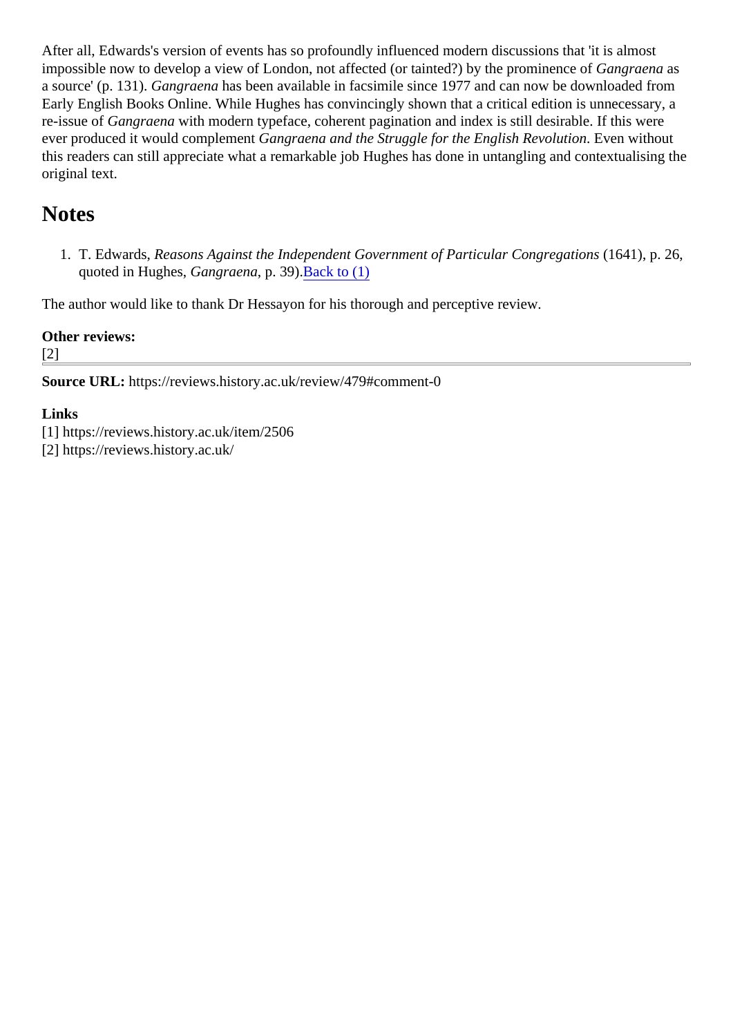After all, Edwards's version of events has so profoundly influenced modern discussions that 'it is almost impossible now to develop a view of London, not affected (or tainted?) by the prominence of *Gangraena* as a source' (p. 131). *Gangraena* has been available in facsimile since 1977 and can now be downloaded from Early English Books Online. While Hughes has convincingly shown that a critical edition is unnecessary, a re-issue of *Gangraena* with modern typeface, coherent pagination and index is still desirable. If this were ever produced it would complement *Gangraena and the Struggle for the English Revolution*. Even without this readers can still appreciate what a remarkable job Hughes has done in untangling and contextualising the original text.

## Notes

1. T. Edwards, *Reasons Against the Independent Government of Particular Congregations* (1641), p. 26, quoted in Hughes, *Gangraena*, p. 39).Back to (1)

The author would like to thank Dr Hessayon for his thorough and perceptive review.

**Other reviews:**
[2]

**Source URL:** https://reviews.history.ac.uk/review/479#comment-0

**Links**
[1] https://reviews.history.ac.uk/item/2506
[2] https://reviews.history.ac.uk/